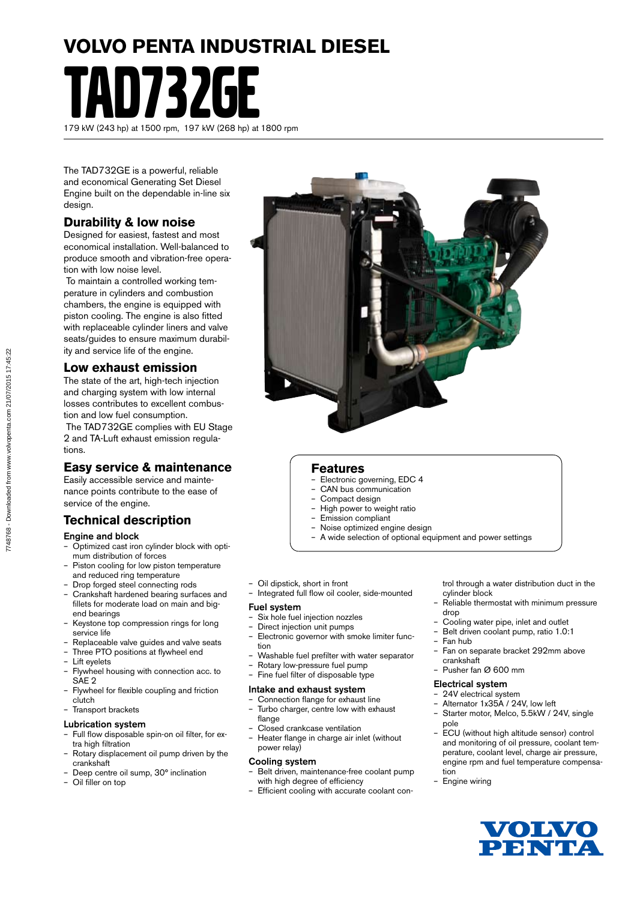# VOLVO PENTA INDUSTRIAL DIESEL

# TAD732GE

179 kW (243 hp) at 1500 rpm, 197 kW (268 hp) at 1800 rpm

The TAD732GE is a powerful, reliable and economical Generating Set Diesel Engine built on the dependable in-line six design.

## Durability & low noise

Designed for easiest, fastest and most economical installation. Well-balanced to produce smooth and vibration-free operation with low noise level.

To maintain a controlled working temperature in cylinders and combustion chambers, the engine is equipped with piston cooling. The engine is also fitted with replaceable cylinder liners and valve seats/guides to ensure maximum durability and service life of the engine.

## Low exhaust emission

The state of the art, high-tech injection and charging system with low internal losses contributes to excellent combustion and low fuel consumption.

The TAD732GE complies with EU Stage 2 and TA-Luft exhaust emission regulations.

## Easy service & maintenance

Easily accessible service and maintenance points contribute to the ease of service of the engine.

## Features

- Electronic governing, EDC 4
- CAN bus communication
- Compact design
- High power to weight ratio
- Emission compliant
- Noise optimized engine design
- A wide selection of optional equipment and power settings

## Technical description

### Engine and block

- Optimized cast iron cylinder block with optimum distribution of forces
- Piston cooling for low piston temperature and reduced ring temperature
- Drop forged steel connecting rods
- Crankshaft hardened bearing surfaces and fillets for moderate load on main and big-end bearings
- Keystone top compression rings for long service life
- Replaceable valve guides and valve seats
- Three PTO positions at flywheel end
- Lift eyelets
- Flywheel housing with connection acc. to SAE 2
- Flywheel for flexible coupling and friction clutch
- Transport brackets

### Lubrication system

- Full flow disposable spin-on oil filter, for extra high filtration
- Rotary displacement oil pump driven by the crankshaft
- Deep centre oil sump, 30° inclination
- Oil filler on top
- Oil dipstick, short in front
- Integrated full flow oil cooler, side-mounted

### Fuel system

- Six hole fuel injection nozzles
- Direct injection unit pumps
- Electronic governor with smoke limiter function
- Washable fuel prefilter with water separator
- Rotary low-pressure fuel pump
- Fine fuel filter of disposable type

### Intake and exhaust system

- Connection flange for exhaust line
- Turbo charger, centre low with exhaust flange
- Closed crankcase ventilation
- Heater flange in charge air inlet (without power relay)

### Cooling system

- Belt driven, maintenance-free coolant pump with high degree of efficiency
- Efficient cooling with accurate coolant control through a water distribution duct in the cylinder block
- Reliable thermostat with minimum pressure drop
- Cooling water pipe, inlet and outlet
- Belt driven coolant pump, ratio 1.0:1
- Fan hub
- Fan on separate bracket 292mm above crankshaft
- Pusher fan Ø 600 mm

### Electrical system

- 24V electrical system
- Alternator 1x35A / 24V, low left
- Starter motor, Melco, 5.5kW / 24V, single pole
- ECU (without high altitude sensor) control and monitoring of oil pressure, coolant temperature, coolant level, charge air pressure, engine rpm and fuel temperature compensation
- Engine wiring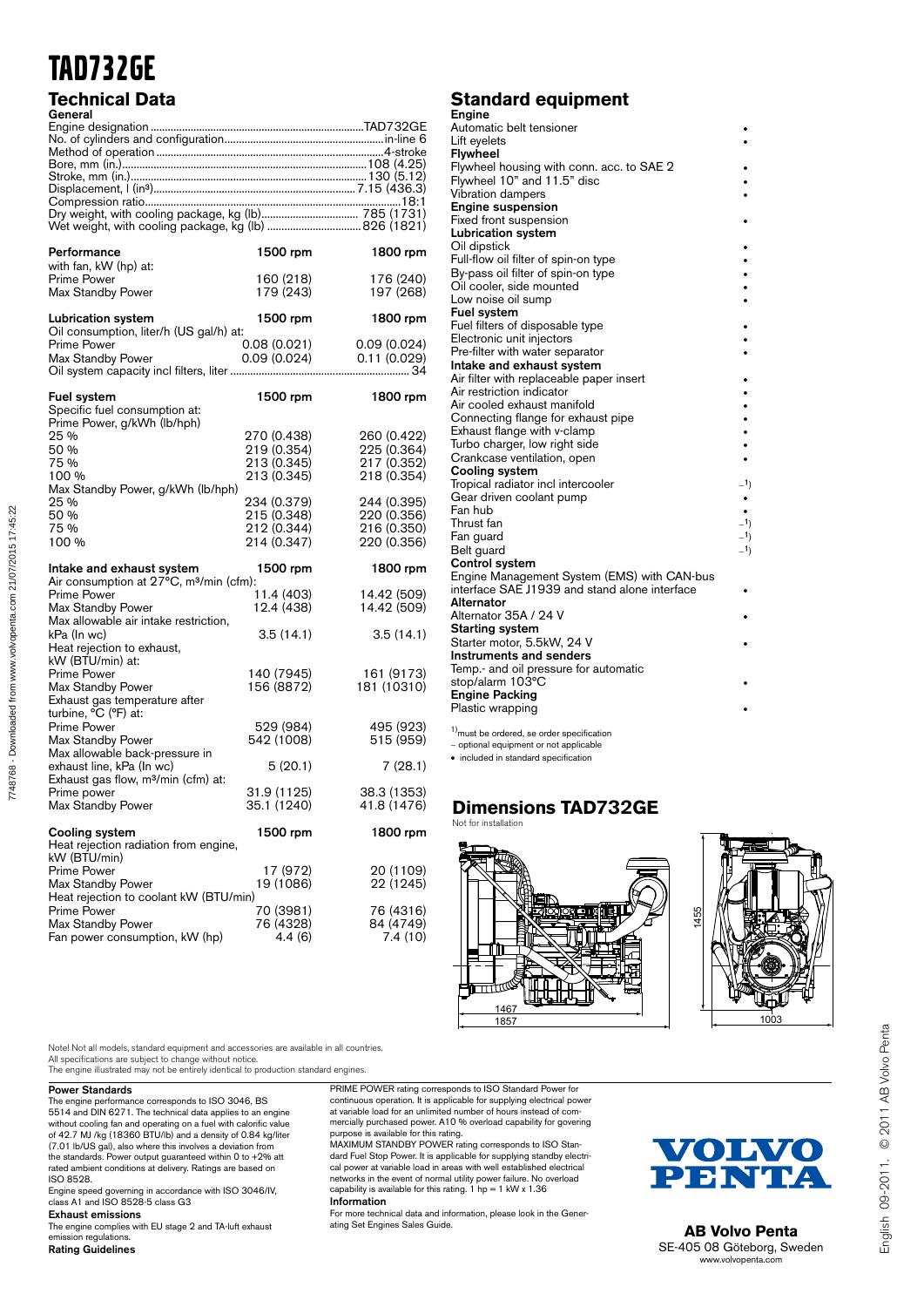# TAD732GE

## Technical Data

### General

| | |
|---|---|
| Engine designation | TAD732GE |
| No. of cylinders and configuration | in-line 6 |
| Method of operation | 4-stroke |
| Bore, mm (in.) | 108 (4.25) |
| Stroke, mm (in.) | 130 (5.12) |
| Displacement, l (in³) | 7.15 (436.3) |
| Compression ratio | 18:1 |
| Dry weight, with cooling package, kg (lb) | 785 (1731) |
| Wet weight, with cooling package, kg (lb) | 826 (1821) |

| Performance | 1500 rpm | 1800 rpm |
|---|---|---|
| with fan, kW (hp) at: | | |
| Prime Power | 160 (218) | 176 (240) |
| Max Standby Power | 179 (243) | 197 (268) |

| Lubrication system | 1500 rpm | 1800 rpm |
|---|---|---|
| Oil consumption, liter/h (US gal/h) at: | | |
| Prime Power | 0.08 (0.021) | 0.09 (0.024) |
| Max Standby Power | 0.09 (0.024) | 0.11 (0.029) |
| Oil system capacity incl filters, liter | | 34 |

| Fuel system | 1500 rpm | 1800 rpm |
|---|---|---|
| Specific fuel consumption at: | | |
| Prime Power, g/kWh (lb/hph) | | |
| 25 % | 270 (0.438) | 260 (0.422) |
| 50 % | 219 (0.354) | 225 (0.364) |
| 75 % | 213 (0.345) | 217 (0.352) |
| 100 % | 213 (0.345) | 218 (0.354) |
| Max Standby Power, g/kWh (lb/hph) | | |
| 25 % | 234 (0.379) | 244 (0.395) |
| 50 % | 215 (0.348) | 220 (0.356) |
| 75 % | 212 (0.344) | 216 (0.350) |
| 100 % | 214 (0.347) | 220 (0.356) |

| Intake and exhaust system | 1500 rpm | 1800 rpm |
|---|---|---|
| Air consumption at 27°C, m³/min (cfm): | | |
| Prime Power | 11.4 (403) | 14.42 (509) |
| Max Standby Power | 12.4 (438) | 14.42 (509) |
| Max allowable air intake restriction, kPa (In wc) | 3.5 (14.1) | 3.5 (14.1) |
| Heat rejection to exhaust, kW (BTU/min) at: | | |
| Prime Power | 140 (7945) | 161 (9173) |
| Max Standby Power | 156 (8872) | 181 (10310) |
| Exhaust gas temperature after turbine, °C (°F) at: | | |
| Prime Power | 529 (984) | 495 (923) |
| Max Standby Power | 542 (1008) | 515 (959) |
| Max allowable back-pressure in exhaust line, kPa (In wc) | 5 (20.1) | 7 (28.1) |
| Exhaust gas flow, m³/min (cfm) at: | | |
| Prime power | 31.9 (1125) | 38.3 (1353) |
| Max Standby Power | 35.1 (1240) | 41.8 (1476) |

| Cooling system | 1500 rpm | 1800 rpm |
|---|---|---|
| Heat rejection radiation from engine, kW (BTU/min) | | |
| Prime Power | 17 (972) | 20 (1109) |
| Max Standby Power | 19 (1086) | 22 (1245) |
| Heat rejection to coolant kW (BTU/min) | | |
| Prime Power | 70 (3981) | 76 (4316) |
| Max Standby Power | 76 (4328) | 84 (4749) |
| Fan power consumption, kW (hp) | 4.4 (6) | 7.4 (10) |

## Standard equipment

| | |
|---|---|
| **Engine** | |
| Automatic belt tensioner | • |
| Lift eyelets | • |
| **Flywheel** | |
| Flywheel housing with conn. acc. to SAE 2 | • |
| Flywheel 10" and 11.5" disc | • |
| Vibration dampers | • |
| **Engine suspension** | |
| Fixed front suspension | • |
| **Lubrication system** | |
| Oil dipstick | • |
| Full-flow oil filter of spin-on type | • |
| By-pass oil filter of spin-on type | • |
| Oil cooler, side mounted | • |
| Low noise oil sump | • |
| **Fuel system** | |
| Fuel filters of disposable type | • |
| Electronic unit injectors | • |
| Pre-filter with water separator | • |
| **Intake and exhaust system** | |
| Air filter with replaceable paper insert | • |
| Air restriction indicator | • |
| Air cooled exhaust manifold | • |
| Connecting flange for exhaust pipe | • |
| Exhaust flange with v-clamp | • |
| Turbo charger, low right side | • |
| Crankcase ventilation, open | • |
| **Cooling system** | |
| Tropical radiator incl intercooler | –[1] |
| Gear driven coolant pump | • |
| Fan hub | • |
| Thrust fan | –[1] |
| Fan guard | –[1] |
| Belt guard | –[1] |
| **Control system** | |
| Engine Management System (EMS) with CAN-bus interface SAE J1939 and stand alone interface | • |
| **Alternator** | |
| Alternator 35A / 24 V | • |
| **Starting system** | |
| Starter motor, 5.5kW, 24 V | • |
| **Instruments and senders** | |
| Temp.- and oil pressure for automatic stop/alarm 103°C | • |
| **Engine Packing** | |
| Plastic wrapping | • |

[1] must be ordered, se order specification
– optional equipment or not applicable
• included in standard specification

## Dimensions TAD732GE

Not for installation

1467
1857
1455
1003

Note! Not all models, standard equipment and accessories are available in all countries.
All specifications are subject to change without notice.
The engine illustrated may not be entirely identical to production standard engines.

**Power Standards**
The engine performance corresponds to ISO 3046, BS 5514 and DIN 6271. The technical data applies to an engine without cooling fan and operating on a fuel with calorific value of 42.7 MJ /kg (18360 BTU/lb) and a density of 0.84 kg/liter (7.01 lb/US gal), also where this involves a deviation from the standards. Power output guaranteed within 0 to +2% att rated ambient conditions at delivery. Ratings are based on ISO 8528.
Engine speed governing in accordance with ISO 3046/IV, class A1 and ISO 8528-5 class G3

**Exhaust emissions**
The engine complies with EU stage 2 and TA-luft exhaust emission regulations.

**Rating Guidelines**
PRIME POWER rating corresponds to ISO Standard Power for continuous operation. It is applicable for supplying electrical power at variable load for an unlimited number of hours instead of commercially purchased power. A10 % overload capability for governing purpose is available for this rating.
MAXIMUM STANDBY POWER rating corresponds to ISO Standard Fuel Stop Power. It is applicable for supplying standby electrical power at variable load in areas with well established electrical networks in the event of normal utility power failure. No overload capability is available for this rating. 1 hp = 1 kW x 1.36

**Information**
For more technical data and information, please look in the Generating Set Engines Sales Guide.

VOLVO PENTA

**AB Volvo Penta**
SE-405 08 Göteborg, Sweden
www.volvopenta.com

English 09-2011. © 2011 AB Volvo Penta